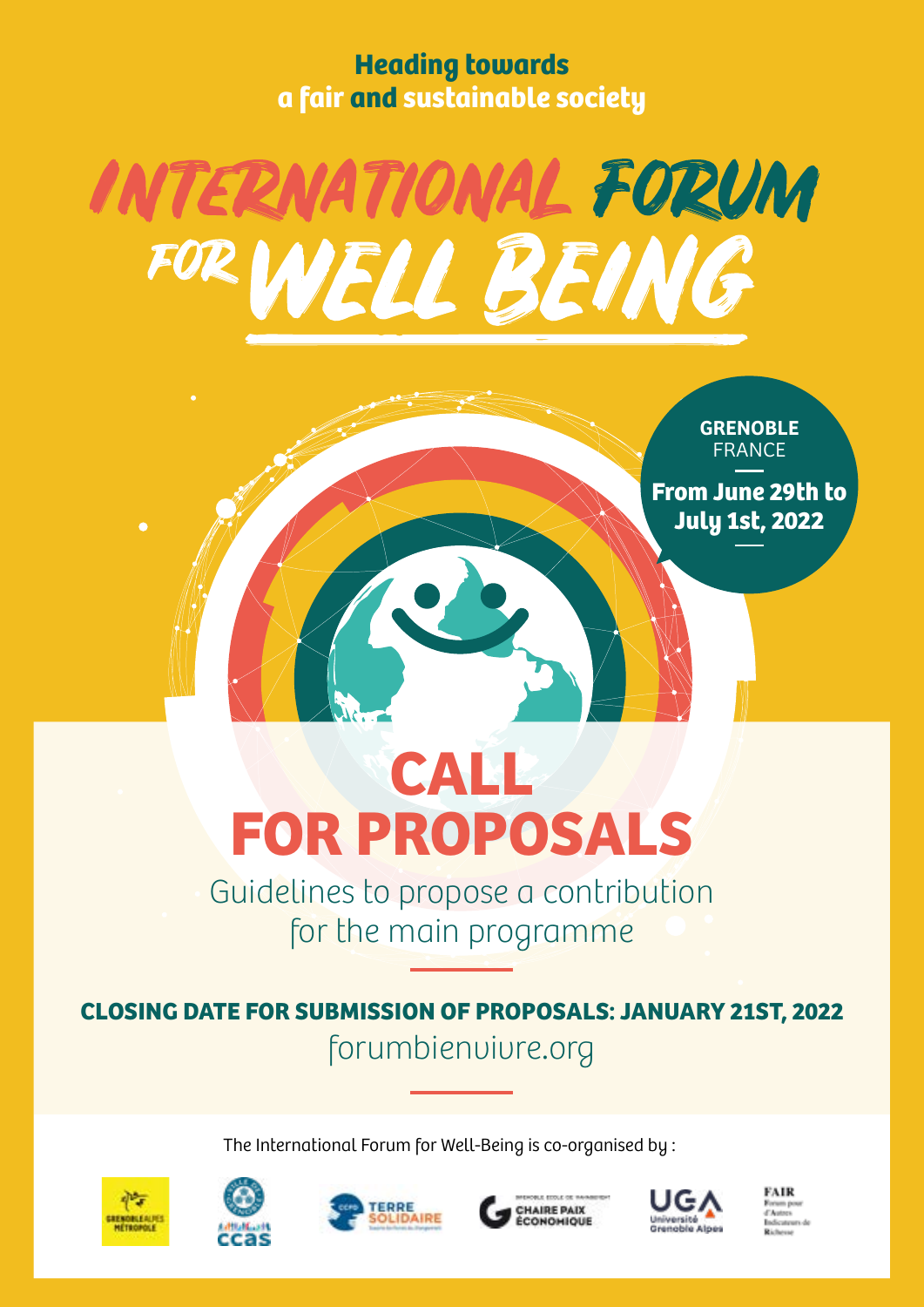**Heading towards**
**a fair and sustainable society**

# INTERNATIONAL FORUM FOR WELL BEING

**GRENOBLE**
FRANCE

**From June 29th to July 1st, 2022**

# CALL FOR PROPOSALS

Guidelines to propose a contribution for the main programme

**CLOSING DATE FOR SUBMISSION OF PROPOSALS: JANUARY 21ST, 2022**

forumbienvivre.org

The International Forum for Well-Being is co-organised by :

GRENOBLE ALPES MÉTROPOLE · CCAS · CCFD TERRE SOLIDAIRE · CHAIRE PAIX ÉCONOMIQUE · UGA Université Grenoble Alpes · FAIR Forum pour d'Autres Indicateurs de Richesse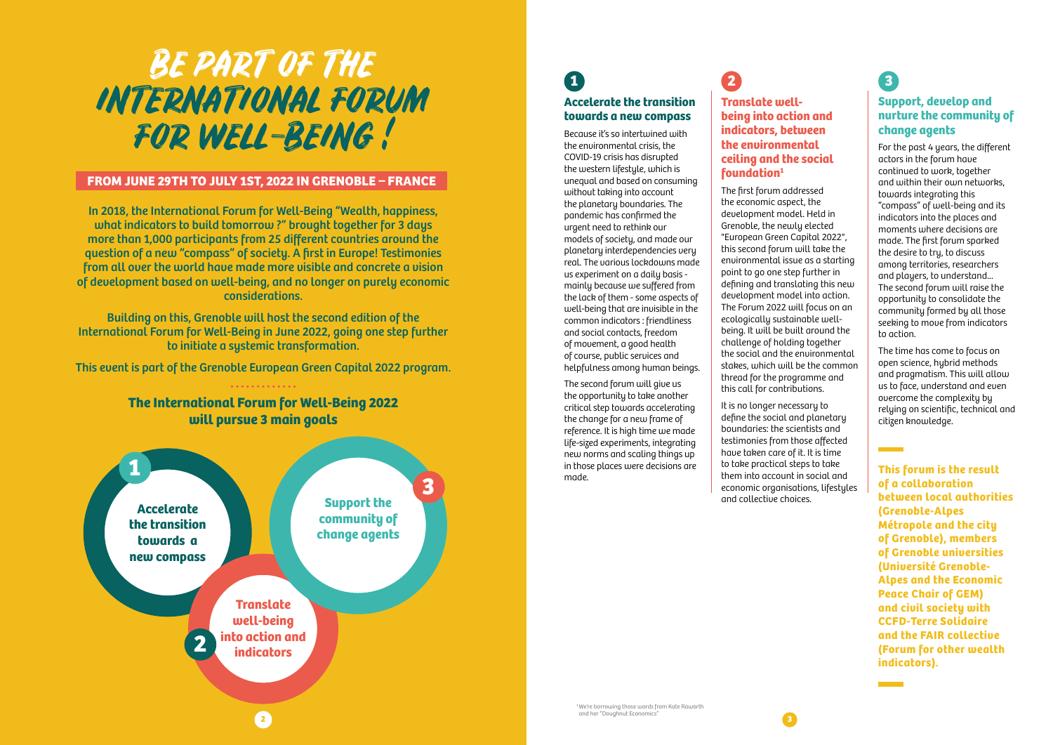# Be part of the International Forum for Well-Being !

**FROM JUNE 29TH TO JULY 1ST, 2022 IN GRENOBLE – FRANCE**

**In 2018, the International Forum for Well-Being "Wealth, happiness, what indicators to build tomorrow ?" brought together for 3 days more than 1,000 participants from 25 different countries around the question of a new "compass" of society. A first in Europe! Testimonies from all over the world have made more visible and concrete a vision of development based on well-being, and no longer on purely economic considerations.**

**Building on this, Grenoble will host the second edition of the International Forum for Well-Being in June 2022, going one step further to initiate a systemic transformation.**

**This event is part of the Grenoble European Green Capital 2022 program.**

## The International Forum for Well-Being 2022 will pursue 3 main goals

1. **Accelerate the transition towards a new compass**
2. **Translate well-being into action and indicators**
3. **Support the community of change agents**

### 1 Accelerate the transition towards a new compass

Because it's so intertwined with the environmental crisis, the COVID-19 crisis has disrupted the western lifestyle, which is unequal and based on consuming without taking into account the planetary boundaries. The pandemic has confirmed the urgent need to rethink our models of society, and made our planetary interdependencies very real. The various lockdowns made us experiment on a daily basis - mainly because we suffered from the lack of them - some aspects of well-being that are invisible in the common indicators : friendliness and social contacts, freedom of movement, a good health of course, public services and helpfulness among human beings.

The second forum will give us the opportunity to take another critical step towards accelerating the change for a new frame of reference. It is high time we made life-sized experiments, integrating new norms and scaling things up in those places were decisions are made.

### 2 Translate well-being into action and indicators, between the environmental ceiling and the social foundation[1]

The first forum addressed the economic aspect, the development model. Held in Grenoble, the newly elected "European Green Capital 2022", this second forum will take the environmental issue as a starting point to go one step further in defining and translating this new development model into action. The Forum 2022 will focus on an ecologically sustainable well-being. It will be built around the challenge of holding together the social and the environmental stakes, which will be the common thread for the programme and this call for contributions.

It is no longer necessary to define the social and planetary boundaries: the scientists and testimonies from those affected have taken care of it. It is time to take practical steps to take them into account in social and economic organisations, lifestyles and collective choices.

### 3 Support, develop and nurture the community of change agents

For the past 4 years, the different actors in the forum have continued to work, together and within their own networks, towards integrating this "compass" of well-being and its indicators into the places and moments where decisions are made. The first forum sparked the desire to try, to discuss among territories, researchers and players, to understand... The second forum will raise the opportunity to consolidate the community formed by all those seeking to move from indicators to action.

The time has come to focus on open science, hybrid methods and pragmatism. This will allow us to face, understand and even overcome the complexity by relying on scientific, technical and citizen knowledge.

**This forum is the result of a collaboration between local authorities (Grenoble-Alpes Métropole and the city of Grenoble), members of Grenoble universities (Université Grenoble-Alpes and the Economic Peace Chair of GEM) and civil society with CCFD-Terre Solidaire and the FAIR collective (Forum for other wealth indicators).**

[1] We're borrowing those words from Kate Raworth and her "Doughnut Economics"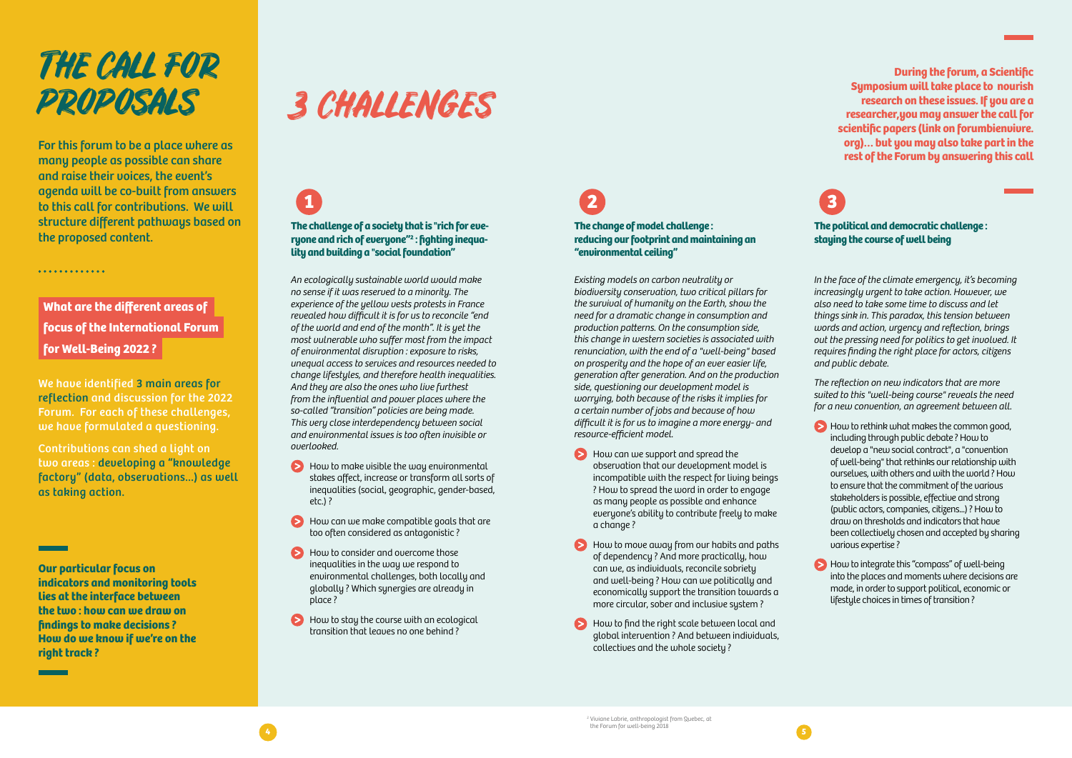# THE CALL FOR PROPOSALS

**For this forum to be a place where as many people as possible can share and raise their voices, the event's agenda will be co-built from answers to this call for contributions. We will structure different pathways based on the proposed content.**

## What are the different areas of focus of the International Forum for Well-Being 2022 ?

We have identified **3 main areas for reflection** and discussion for the 2022 Forum. For each of these challenges, we have formulated a questioning.

Contributions can shed a light on two areas : developing a "knowledge factory" (data, observations...) as well as taking action.

**Our particular focus on indicators and monitoring tools lies at the interface between the two : how can we draw on findings to make decisions ? How do we know if we're on the right track ?**

# 3 CHALLENGES

**During the forum, a Scientific Symposium will take place to nourish research on these issues. If you are a researcher,you may answer the call for scientific papers (link on forumbienvivre.org)... but you may also take part in the rest of the Forum by answering this call**

## 1

### The challenge of a society that is "rich for everyone and rich of everyone"[2] : fighting inequality and building a "social foundation"

*An ecologically sustainable world would make no sense if it was reserved to a minority. The experience of the yellow vests protests in France revealed how difficult it is for us to reconcile "end of the world and end of the month". It is yet the most vulnerable who suffer most from the impact of environmental disruption : exposure to risks, unequal access to services and resources needed to change lifestyles, and therefore health inequalities. And they are also the ones who live furthest from the influential and power places where the so-called "transition" policies are being made. This very close interdependency between social and environmental issues is too often invisible or overlooked.*

- How to make visible the way environmental stakes affect, increase or transform all sorts of inequalities (social, geographic, gender-based, etc.) ?
- How can we make compatible goals that are too often considered as antagonistic ?
- How to consider and overcome those inequalities in the way we respond to environmental challenges, both locally and globally ? Which synergies are already in place ?
- How to stay the course with an ecological transition that leaves no one behind ?

## 2

### The change of model challenge : reducing our footprint and maintaining an "environmental ceiling"

*Existing models on carbon neutrality or biodiversity conservation, two critical pillars for the survival of humanity on the Earth, show the need for a dramatic change in consumption and production patterns. On the consumption side, this change in western societies is associated with renunciation, with the end of a "well-being" based on prosperity and the hope of an ever easier life, generation after generation. And on the production side, questioning our development model is worrying, both because of the risks it implies for a certain number of jobs and because of how difficult it is for us to imagine a more energy- and resource-efficient model.*

- How can we support and spread the observation that our development model is incompatible with the respect for living beings ? How to spread the word in order to engage as many people as possible and enhance everyone's ability to contribute freely to make a change ?
- How to move away from our habits and paths of dependency ? And more practically, how can we, as individuals, reconcile sobriety and well-being ? How can we politically and economically support the transition towards a more circular, sober and inclusive system ?
- How to find the right scale between local and global intervention ? And between individuals, collectives and the whole society ?

## 3

### The political and democratic challenge : staying the course of well being

*In the face of the climate emergency, it's becoming increasingly urgent to take action. However, we also need to take some time to discuss and let things sink in. This paradox, this tension between words and action, urgency and reflection, brings out the pressing need for politics to get involved. It requires finding the right place for actors, citizens and public debate.*

*The reflection on new indicators that are more suited to this "well-being course" reveals the need for a new convention, an agreement between all.*

- How to rethink what makes the common good, including through public debate ? How to develop a "new social contract", a "convention of well-being" that rethinks our relationship with ourselves, with others and with the world ? How to ensure that the commitment of the various stakeholders is possible, effective and strong (public actors, companies, citizens...) ? How to draw on thresholds and indicators that have been collectively chosen and accepted by sharing various expertise ?
- How to integrate this "compass" of well-being into the places and moments where decisions are made, in order to support political, economic or lifestyle choices in times of transition ?

[2] Viviane Labrie, anthropologist from Quebec, at the Forum for well-being 2018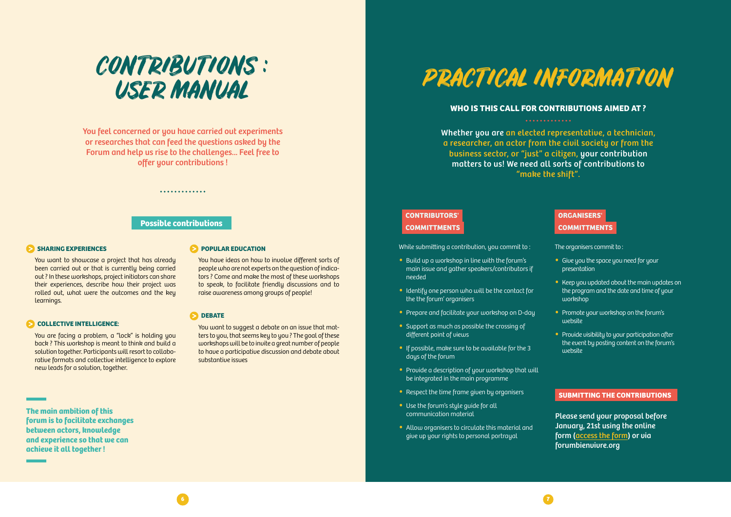# CONTRIBUTIONS : USER MANUAL

You feel concerned or you have carried out experiments or researches that can feed the questions asked by the Forum and help us rise to the challenges... Feel free to offer your contributions !

## Possible contributions

### SHARING EXPERIENCES

You want to showcase a project that has already been carried out or that is currently being carried out ? In these workshops, project initiators can share their experiences, describe how their project was rolled out, what were the outcomes and the key learnings.

### COLLECTIVE INTELLIGENCE:

You are facing a problem, a "lock" is holding you back ? This workshop is meant to think and build a solution together. Participants will resort to collaborative formats and collective intelligence to explore new leads for a solution, together.

### POPULAR EDUCATION

You have ideas on how to involve different sorts of people who are not experts on the question of indicators ? Come and make the most of these workshops to speak, to facilitate friendly discussions and to raise awareness among groups of people!

### DEBATE

You want to suggest a debate on an issue that matters to you, that seems key to you ? The goal of these workshops will be to invite a great number of people to have a participative discussion and debate about substantive issues

**The main ambition of this forum is to facilitate exchanges between actors, knowledge and experience so that we can achieve it all together !**

# PRACTICAL INFORMATION

## WHO IS THIS CALL FOR CONTRIBUTIONS AIMED AT ?

Whether you are an elected representative, a technician, a researcher, an actor from the civil society or from the business sector, or "just" a citizen, your contribution matters to us! We need all sorts of contributions to "make the shift".

### CONTRIBUTORS' COMMITTMENTS

While submitting a contribution, you commit to :

- Build up a workshop in line with the forum's main issue and gather speakers/contributors if needed
- Identify one person who will be the contact for the the forum' organisers
- Prepare and facilitate your workshop on D-day
- Support as much as possible the crossing of different point of views
- If possible, make sure to be available for the 3 days of the forum
- Provide a description of your workshop that will be integrated in the main programme
- Respect the time frame given by organisers
- Use the forum's style guide for all communication material
- Allow organisers to circulate this material and give up your rights to personal portrayal

### ORGANISERS' COMMITTMENTS

The organisers commit to :

- Give you the space you need for your presentation
- Keep you updated about the main updates on the program and the date and time of your workshop
- Promote your workshop on the forum's website
- Provide visibility to your participation after the event by posting content on the forum's website

### SUBMITTING THE CONTRIBUTIONS

**Please send your proposal before January, 21st using the online form (access the form) or via forumbienvivre.org**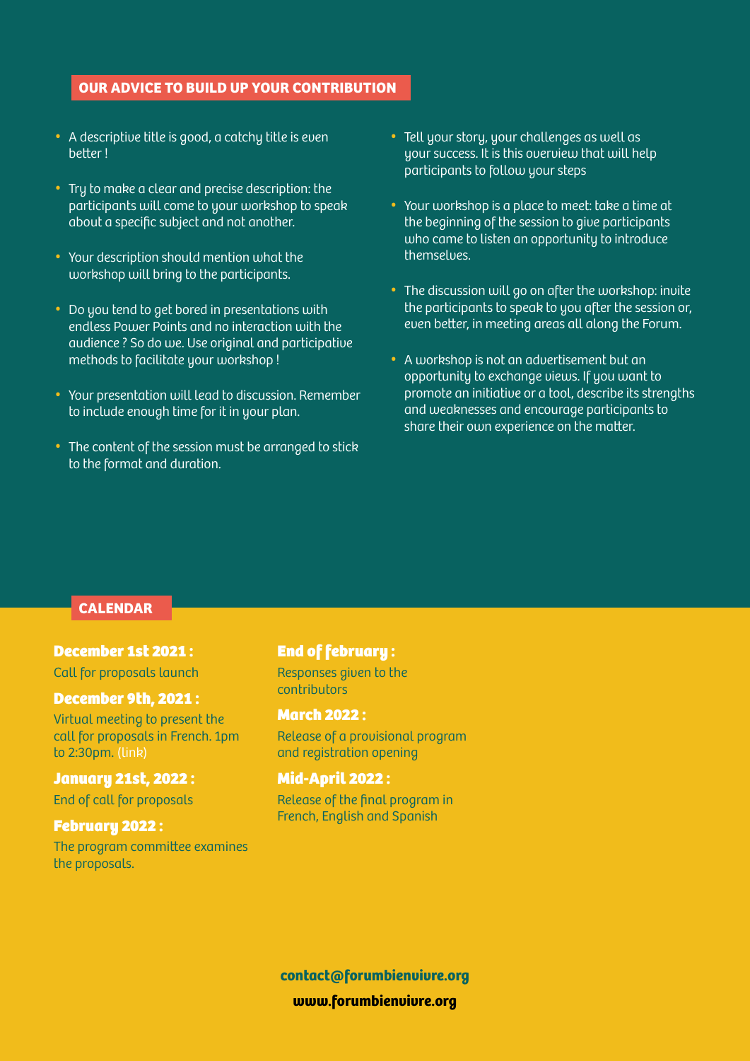## OUR ADVICE TO BUILD UP YOUR CONTRIBUTION

- A descriptive title is good, a catchy title is even better !
- Try to make a clear and precise description: the participants will come to your workshop to speak about a specific subject and not another.
- Your description should mention what the workshop will bring to the participants.
- Do you tend to get bored in presentations with endless Power Points and no interaction with the audience ? So do we. Use original and participative methods to facilitate your workshop !
- Your presentation will lead to discussion. Remember to include enough time for it in your plan.
- The content of the session must be arranged to stick to the format and duration.
- Tell your story, your challenges as well as your success. It is this overview that will help participants to follow your steps
- Your workshop is a place to meet: take a time at the beginning of the session to give participants who came to listen an opportunity to introduce themselves.
- The discussion will go on after the workshop: invite the participants to speak to you after the session or, even better, in meeting areas all along the Forum.
- A workshop is not an advertisement but an opportunity to exchange views. If you want to promote an initiative or a tool, describe its strengths and weaknesses and encourage participants to share their own experience on the matter.

## CALENDAR

**December 1st 2021 :**
Call for proposals launch

**December 9th, 2021 :**
Virtual meeting to present the call for proposals in French. 1pm to 2:30pm. (link)

**January 21st, 2022 :**
End of call for proposals

**February 2022 :**
The program committee examines the proposals.

**End of february :**
Responses given to the contributors

**March 2022 :**
Release of a provisional program and registration opening

**Mid-April 2022 :**
Release of the final program in French, English and Spanish

**contact@forumbienvivre.org**

**www.forumbienvivre.org**